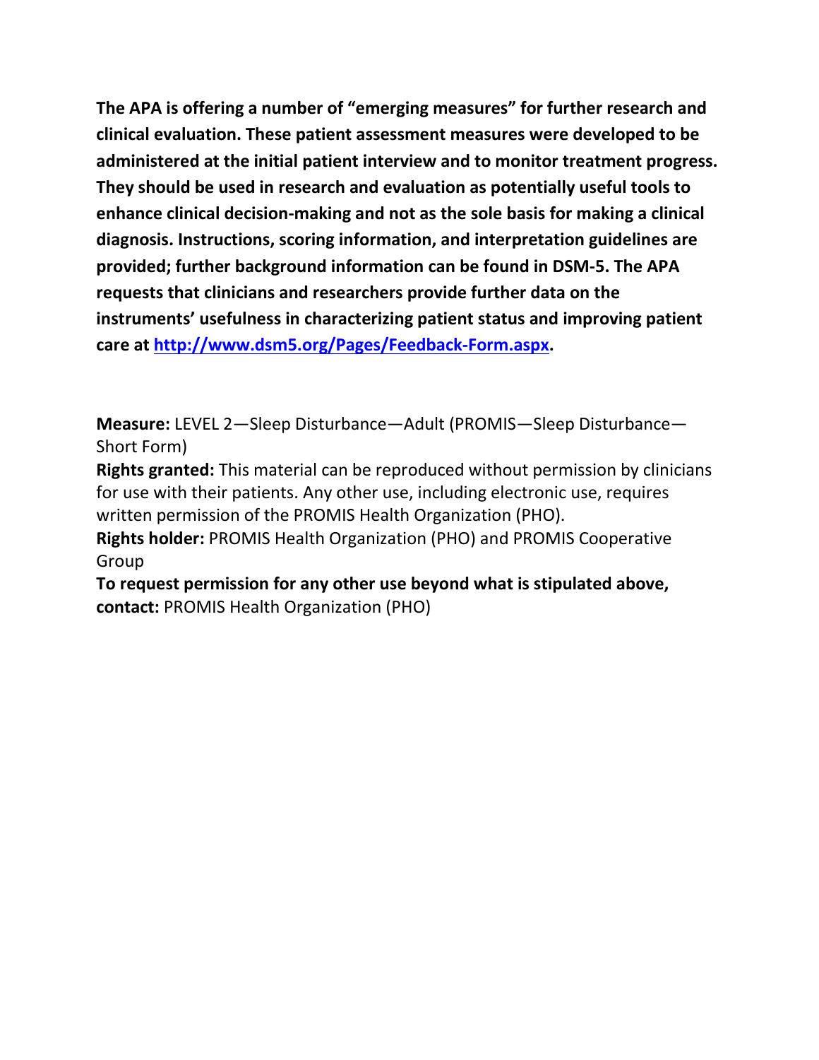**The APA is offering a number of "emerging measures" for further research and clinical evaluation. These patient assessment measures were developed to be administered at the initial patient interview and to monitor treatment progress. They should be used in research and evaluation as potentially useful tools to enhance clinical decision-making and not as the sole basis for making a clinical diagnosis. Instructions, scoring information, and interpretation guidelines are provided; further background information can be found in DSM-5. The APA requests that clinicians and researchers provide further data on the instruments' usefulness in characterizing patient status and improving patient care at [http://www.dsm5.org/Pages/Feedback-Form.aspx](http://www.dsm5.org/Pages/Feedback-Form.aspx).**

**Measure:** LEVEL 2—Sleep Disturbance—Adult (PROMIS—Sleep Disturbance—Short Form)
**Rights granted:** This material can be reproduced without permission by clinicians for use with their patients. Any other use, including electronic use, requires written permission of the PROMIS Health Organization (PHO).
**Rights holder:** PROMIS Health Organization (PHO) and PROMIS Cooperative Group
**To request permission for any other use beyond what is stipulated above, contact:** PROMIS Health Organization (PHO)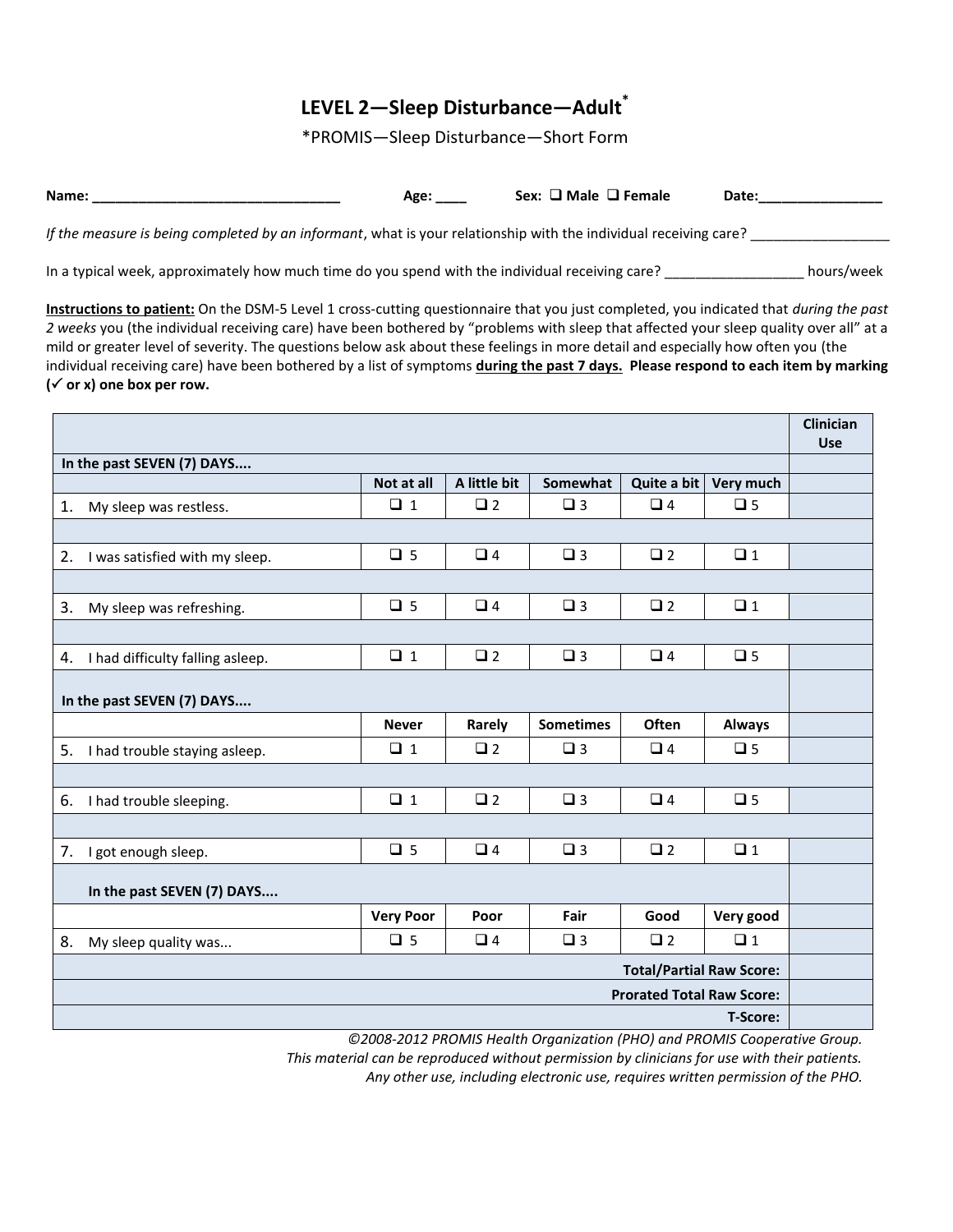# LEVEL 2—Sleep Disturbance—Adult*

*PROMIS—Sleep Disturbance—Short Form

**Name:** ________________________________ **Age:** ____ **Sex:** ❑ **Male** ❑ **Female** **Date:**________________

*If the measure is being completed by an informant*, what is your relationship with the individual receiving care? __________________

In a typical week, approximately how much time do you spend with the individual receiving care? __________________ hours/week

**Instructions to patient:** On the DSM-5 Level 1 cross-cutting questionnaire that you just completed, you indicated that *during the past 2 weeks* you (the individual receiving care) have been bothered by "problems with sleep that affected your sleep quality over all" at a mild or greater level of severity. The questions below ask about these feelings in more detail and especially how often you (the individual receiving care) have been bothered by a list of symptoms **during the past 7 days. Please respond to each item by marking (✓ or x) one box per row.**

| | | | | | | Clinician Use |
|---|---|---|---|---|---|---|
| **In the past SEVEN (7) DAYS....** | | | | | | |
| | **Not at all** | **A little bit** | **Somewhat** | **Quite a bit** | **Very much** | |
| 1. My sleep was restless. | ❑ 1 | ❑ 2 | ❑ 3 | ❑ 4 | ❑ 5 | |
| 2. I was satisfied with my sleep. | ❑ 5 | ❑ 4 | ❑ 3 | ❑ 2 | ❑ 1 | |
| 3. My sleep was refreshing. | ❑ 5 | ❑ 4 | ❑ 3 | ❑ 2 | ❑ 1 | |
| 4. I had difficulty falling asleep. | ❑ 1 | ❑ 2 | ❑ 3 | ❑ 4 | ❑ 5 | |
| **In the past SEVEN (7) DAYS....** | | | | | | |
| | **Never** | **Rarely** | **Sometimes** | **Often** | **Always** | |
| 5. I had trouble staying asleep. | ❑ 1 | ❑ 2 | ❑ 3 | ❑ 4 | ❑ 5 | |
| 6. I had trouble sleeping. | ❑ 1 | ❑ 2 | ❑ 3 | ❑ 4 | ❑ 5 | |
| 7. I got enough sleep. | ❑ 5 | ❑ 4 | ❑ 3 | ❑ 2 | ❑ 1 | |
| **In the past SEVEN (7) DAYS....** | | | | | | |
| | **Very Poor** | **Poor** | **Fair** | **Good** | **Very good** | |
| 8. My sleep quality was... | ❑ 5 | ❑ 4 | ❑ 3 | ❑ 2 | ❑ 1 | |
| | | | | | **Total/Partial Raw Score:** | |
| | | | | | **Prorated Total Raw Score:** | |
| | | | | | **T-Score:** | |

*©2008-2012 PROMIS Health Organization (PHO) and PROMIS Cooperative Group.*
*This material can be reproduced without permission by clinicians for use with their patients.*
*Any other use, including electronic use, requires written permission of the PHO.*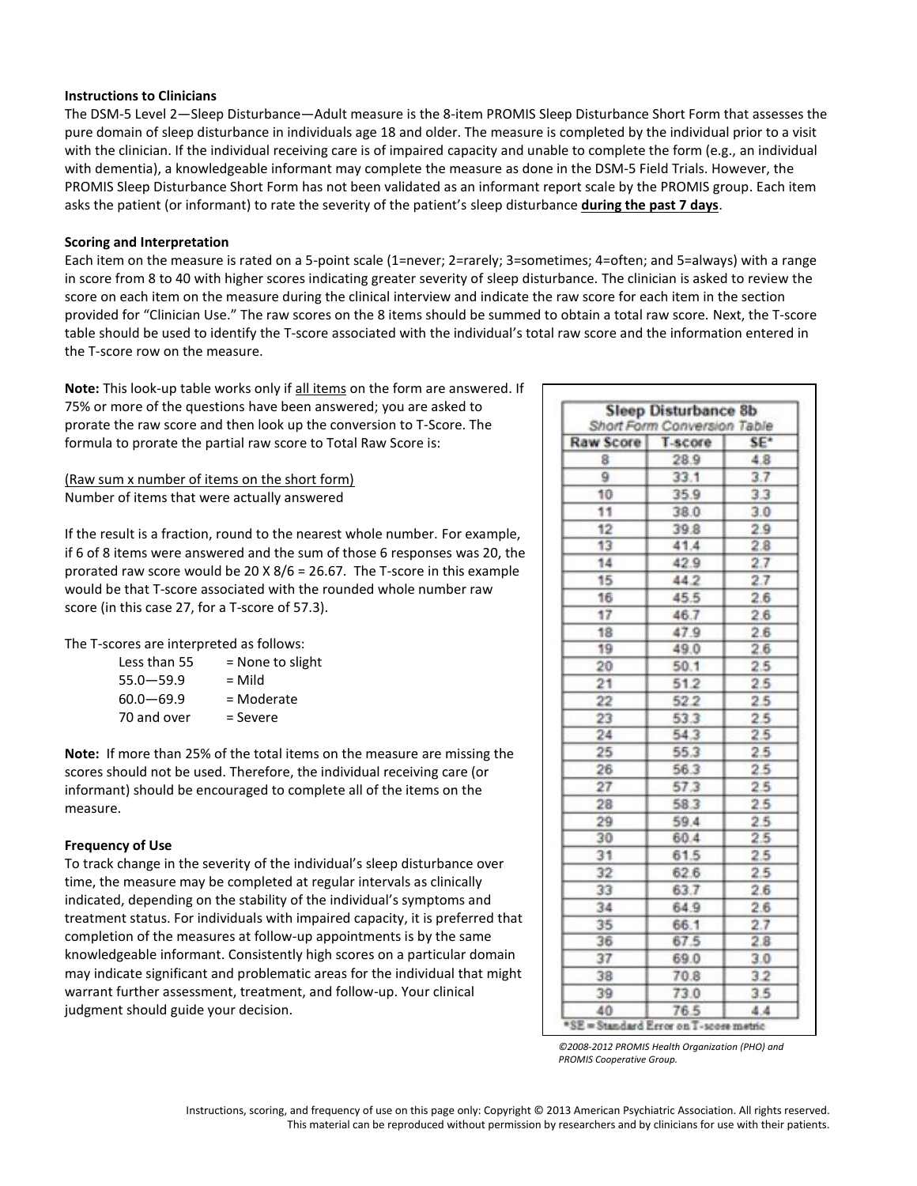**Instructions to Clinicians**

The DSM-5 Level 2—Sleep Disturbance—Adult measure is the 8-item PROMIS Sleep Disturbance Short Form that assesses the pure domain of sleep disturbance in individuals age 18 and older. The measure is completed by the individual prior to a visit with the clinician. If the individual receiving care is of impaired capacity and unable to complete the form (e.g., an individual with dementia), a knowledgeable informant may complete the measure as done in the DSM-5 Field Trials. However, the PROMIS Sleep Disturbance Short Form has not been validated as an informant report scale by the PROMIS group. Each item asks the patient (or informant) to rate the severity of the patient's sleep disturbance **during the past 7 days**.

**Scoring and Interpretation**

Each item on the measure is rated on a 5-point scale (1=never; 2=rarely; 3=sometimes; 4=often; and 5=always) with a range in score from 8 to 40 with higher scores indicating greater severity of sleep disturbance. The clinician is asked to review the score on each item on the measure during the clinical interview and indicate the raw score for each item in the section provided for "Clinician Use." The raw scores on the 8 items should be summed to obtain a total raw score. Next, the T-score table should be used to identify the T-score associated with the individual's total raw score and the information entered in the T-score row on the measure.

**Note:** This look-up table works only if all items on the form are answered. If 75% or more of the questions have been answered; you are asked to prorate the raw score and then look up the conversion to T-Score. The formula to prorate the partial raw score to Total Raw Score is:

$$\frac{\text{Raw sum} \times \text{number of items on the short form}}{\text{Number of items that were actually answered}}$$

If the result is a fraction, round to the nearest whole number. For example, if 6 of 8 items were answered and the sum of those 6 responses was 20, the prorated raw score would be 20 X 8/6 = 26.67. The T-score in this example would be that T-score associated with the rounded whole number raw score (in this case 27, for a T-score of 57.3).

The T-scores are interpreted as follows:

- Less than 55 = None to slight
- 55.0—59.9 = Mild
- 60.0—69.9 = Moderate
- 70 and over = Severe

**Note:** If more than 25% of the total items on the measure are missing the scores should not be used. Therefore, the individual receiving care (or informant) should be encouraged to complete all of the items on the measure.

**Frequency of Use**

To track change in the severity of the individual's sleep disturbance over time, the measure may be completed at regular intervals as clinically indicated, depending on the stability of the individual's symptoms and treatment status. For individuals with impaired capacity, it is preferred that completion of the measures at follow-up appointments is by the same knowledgeable informant. Consistently high scores on a particular domain may indicate significant and problematic areas for the individual that might warrant further assessment, treatment, and follow-up. Your clinical judgment should guide your decision.

**Sleep Disturbance 8b**
*Short Form Conversion Table*

| Raw Score | T-score | SE* |
|---|---|---|
| 8 | 28.9 | 4.8 |
| 9 | 33.1 | 3.7 |
| 10 | 35.9 | 3.3 |
| 11 | 38.0 | 3.0 |
| 12 | 39.8 | 2.9 |
| 13 | 41.4 | 2.8 |
| 14 | 42.9 | 2.7 |
| 15 | 44.2 | 2.7 |
| 16 | 45.5 | 2.6 |
| 17 | 46.7 | 2.6 |
| 18 | 47.9 | 2.6 |
| 19 | 49.0 | 2.6 |
| 20 | 50.1 | 2.5 |
| 21 | 51.2 | 2.5 |
| 22 | 52.2 | 2.5 |
| 23 | 53.3 | 2.5 |
| 24 | 54.3 | 2.5 |
| 25 | 55.3 | 2.5 |
| 26 | 56.3 | 2.5 |
| 27 | 57.3 | 2.5 |
| 28 | 58.3 | 2.5 |
| 29 | 59.4 | 2.5 |
| 30 | 60.4 | 2.5 |
| 31 | 61.5 | 2.5 |
| 32 | 62.6 | 2.5 |
| 33 | 63.7 | 2.6 |
| 34 | 64.9 | 2.6 |
| 35 | 66.1 | 2.7 |
| 36 | 67.5 | 2.8 |
| 37 | 69.0 | 3.0 |
| 38 | 70.8 | 3.2 |
| 39 | 73.0 | 3.5 |
| 40 | 76.5 | 4.4 |

*SE = Standard Error on T-score metric

*©2008-2012 PROMIS Health Organization (PHO) and PROMIS Cooperative Group.*

Instructions, scoring, and frequency of use on this page only: Copyright © 2013 American Psychiatric Association. All rights reserved. This material can be reproduced without permission by researchers and by clinicians for use with their patients.